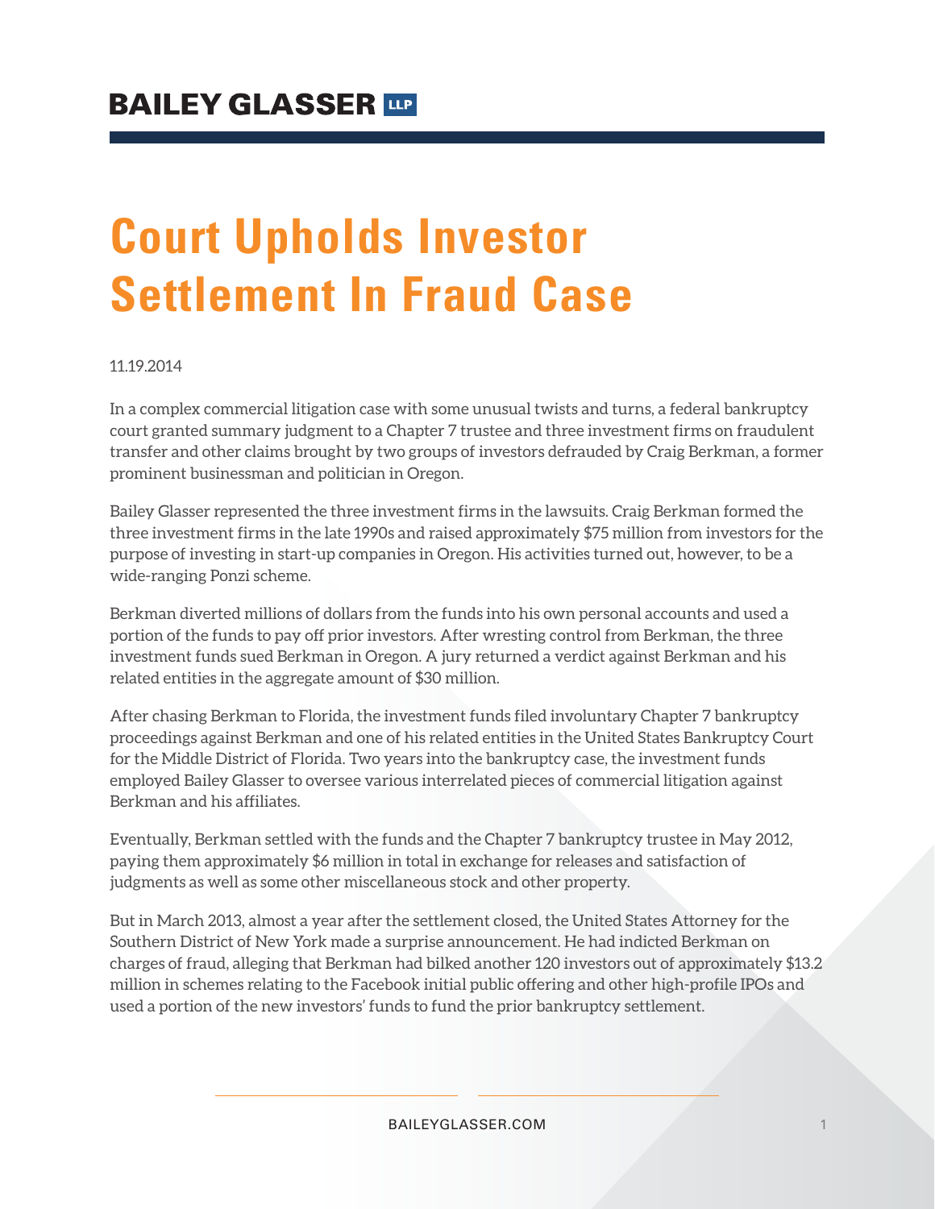BAILEY GLASSER LLP

# Court Upholds Investor Settlement In Fraud Case

11.19.2014

In a complex commercial litigation case with some unusual twists and turns, a federal bankruptcy court granted summary judgment to a Chapter 7 trustee and three investment firms on fraudulent transfer and other claims brought by two groups of investors defrauded by Craig Berkman, a former prominent businessman and politician in Oregon.

Bailey Glasser represented the three investment firms in the lawsuits. Craig Berkman formed the three investment firms in the late 1990s and raised approximately $75 million from investors for the purpose of investing in start-up companies in Oregon. His activities turned out, however, to be a wide-ranging Ponzi scheme.

Berkman diverted millions of dollars from the funds into his own personal accounts and used a portion of the funds to pay off prior investors. After wresting control from Berkman, the three investment funds sued Berkman in Oregon. A jury returned a verdict against Berkman and his related entities in the aggregate amount of $30 million.

After chasing Berkman to Florida, the investment funds filed involuntary Chapter 7 bankruptcy proceedings against Berkman and one of his related entities in the United States Bankruptcy Court for the Middle District of Florida. Two years into the bankruptcy case, the investment funds employed Bailey Glasser to oversee various interrelated pieces of commercial litigation against Berkman and his affiliates.

Eventually, Berkman settled with the funds and the Chapter 7 bankruptcy trustee in May 2012, paying them approximately $6 million in total in exchange for releases and satisfaction of judgments as well as some other miscellaneous stock and other property.

But in March 2013, almost a year after the settlement closed, the United States Attorney for the Southern District of New York made a surprise announcement. He had indicted Berkman on charges of fraud, alleging that Berkman had bilked another 120 investors out of approximately $13.2 million in schemes relating to the Facebook initial public offering and other high-profile IPOs and used a portion of the new investors' funds to fund the prior bankruptcy settlement.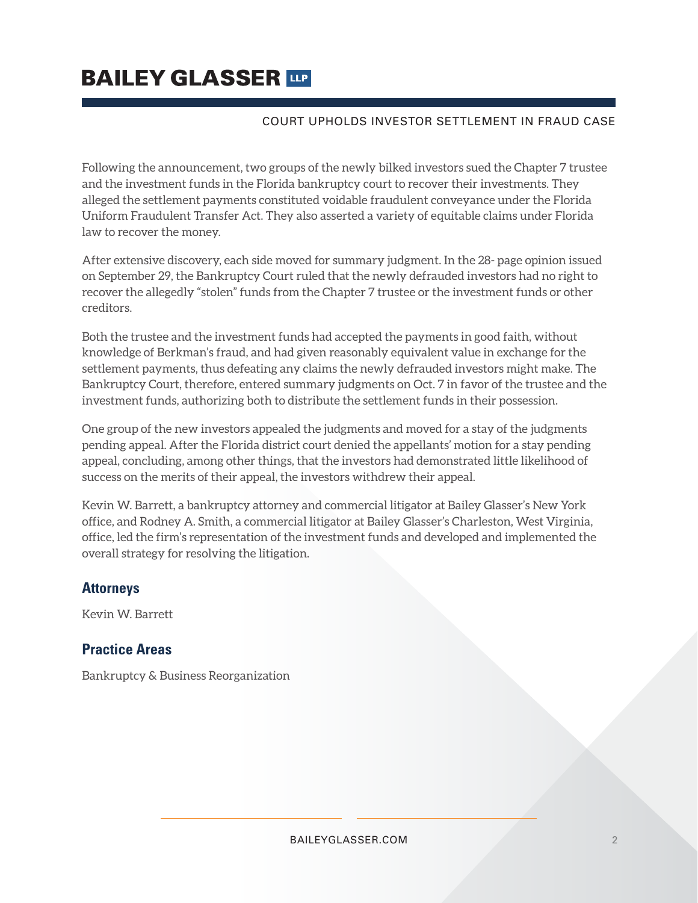Following the announcement, two groups of the newly bilked investors sued the Chapter 7 trustee and the investment funds in the Florida bankruptcy court to recover their investments. They alleged the settlement payments constituted voidable fraudulent conveyance under the Florida Uniform Fraudulent Transfer Act. They also asserted a variety of equitable claims under Florida law to recover the money.

After extensive discovery, each side moved for summary judgment. In the 28- page opinion issued on September 29, the Bankruptcy Court ruled that the newly defrauded investors had no right to recover the allegedly "stolen" funds from the Chapter 7 trustee or the investment funds or other creditors.

Both the trustee and the investment funds had accepted the payments in good faith, without knowledge of Berkman's fraud, and had given reasonably equivalent value in exchange for the settlement payments, thus defeating any claims the newly defrauded investors might make. The Bankruptcy Court, therefore, entered summary judgments on Oct. 7 in favor of the trustee and the investment funds, authorizing both to distribute the settlement funds in their possession.

One group of the new investors appealed the judgments and moved for a stay of the judgments pending appeal. After the Florida district court denied the appellants' motion for a stay pending appeal, concluding, among other things, that the investors had demonstrated little likelihood of success on the merits of their appeal, the investors withdrew their appeal.

Kevin W. Barrett, a bankruptcy attorney and commercial litigator at Bailey Glasser's New York office, and Rodney A. Smith, a commercial litigator at Bailey Glasser's Charleston, West Virginia, office, led the firm's representation of the investment funds and developed and implemented the overall strategy for resolving the litigation.

## Attorneys

Kevin W. Barrett

## Practice Areas

Bankruptcy & Business Reorganization